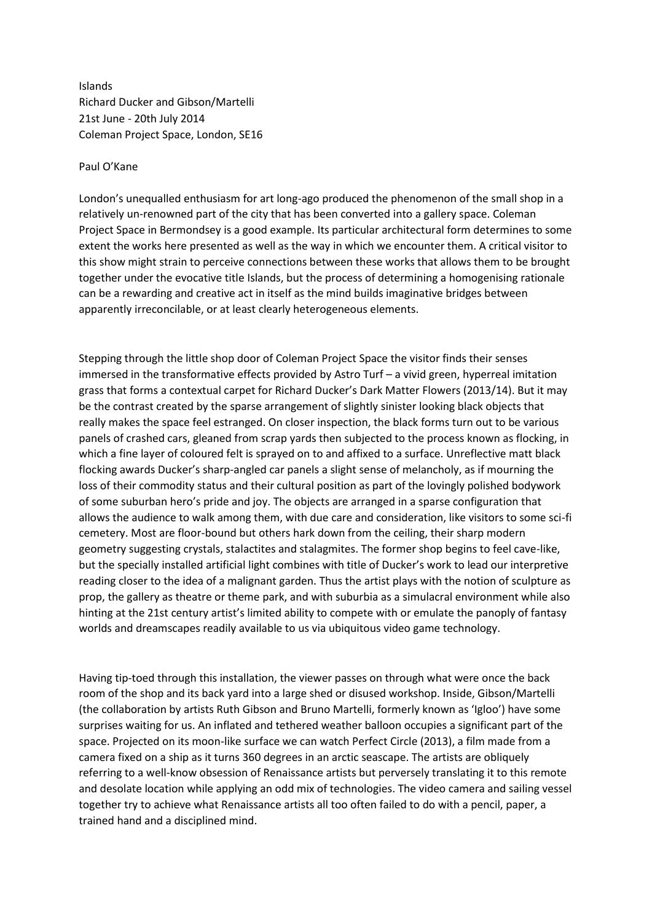Islands
Richard Ducker and Gibson/Martelli
21st June - 20th July 2014
Coleman Project Space, London, SE16

Paul O'Kane

London's unequalled enthusiasm for art long-ago produced the phenomenon of the small shop in a relatively un-renowned part of the city that has been converted into a gallery space. Coleman Project Space in Bermondsey is a good example. Its particular architectural form determines to some extent the works here presented as well as the way in which we encounter them. A critical visitor to this show might strain to perceive connections between these works that allows them to be brought together under the evocative title Islands, but the process of determining a homogenising rationale can be a rewarding and creative act in itself as the mind builds imaginative bridges between apparently irreconcilable, or at least clearly heterogeneous elements.

Stepping through the little shop door of Coleman Project Space the visitor finds their senses immersed in the transformative effects provided by Astro Turf – a vivid green, hyperreal imitation grass that forms a contextual carpet for Richard Ducker's Dark Matter Flowers (2013/14). But it may be the contrast created by the sparse arrangement of slightly sinister looking black objects that really makes the space feel estranged. On closer inspection, the black forms turn out to be various panels of crashed cars, gleaned from scrap yards then subjected to the process known as flocking, in which a fine layer of coloured felt is sprayed on to and affixed to a surface. Unreflective matt black flocking awards Ducker's sharp-angled car panels a slight sense of melancholy, as if mourning the loss of their commodity status and their cultural position as part of the lovingly polished bodywork of some suburban hero's pride and joy. The objects are arranged in a sparse configuration that allows the audience to walk among them, with due care and consideration, like visitors to some sci-fi cemetery. Most are floor-bound but others hark down from the ceiling, their sharp modern geometry suggesting crystals, stalactites and stalagmites. The former shop begins to feel cave-like, but the specially installed artificial light combines with title of Ducker's work to lead our interpretive reading closer to the idea of a malignant garden. Thus the artist plays with the notion of sculpture as prop, the gallery as theatre or theme park, and with suburbia as a simulacral environment while also hinting at the 21st century artist's limited ability to compete with or emulate the panoply of fantasy worlds and dreamscapes readily available to us via ubiquitous video game technology.

Having tip-toed through this installation, the viewer passes on through what were once the back room of the shop and its back yard into a large shed or disused workshop. Inside, Gibson/Martelli (the collaboration by artists Ruth Gibson and Bruno Martelli, formerly known as 'Igloo') have some surprises waiting for us. An inflated and tethered weather balloon occupies a significant part of the space. Projected on its moon-like surface we can watch Perfect Circle (2013), a film made from a camera fixed on a ship as it turns 360 degrees in an arctic seascape. The artists are obliquely referring to a well-know obsession of Renaissance artists but perversely translating it to this remote and desolate location while applying an odd mix of technologies. The video camera and sailing vessel together try to achieve what Renaissance artists all too often failed to do with a pencil, paper, a trained hand and a disciplined mind.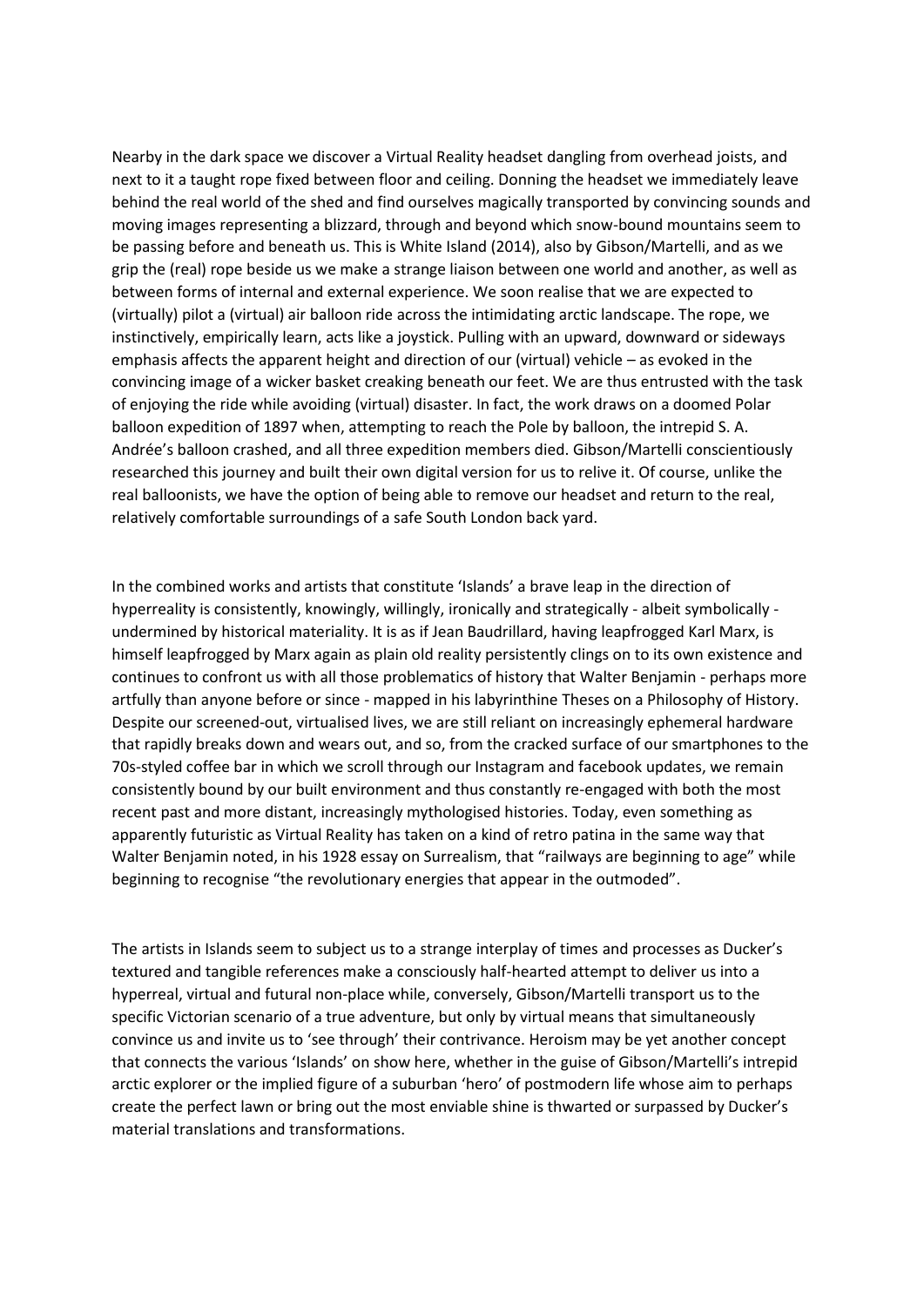Nearby in the dark space we discover a Virtual Reality headset dangling from overhead joists, and next to it a taught rope fixed between floor and ceiling. Donning the headset we immediately leave behind the real world of the shed and find ourselves magically transported by convincing sounds and moving images representing a blizzard, through and beyond which snow-bound mountains seem to be passing before and beneath us. This is White Island (2014), also by Gibson/Martelli, and as we grip the (real) rope beside us we make a strange liaison between one world and another, as well as between forms of internal and external experience. We soon realise that we are expected to (virtually) pilot a (virtual) air balloon ride across the intimidating arctic landscape. The rope, we instinctively, empirically learn, acts like a joystick. Pulling with an upward, downward or sideways emphasis affects the apparent height and direction of our (virtual) vehicle – as evoked in the convincing image of a wicker basket creaking beneath our feet. We are thus entrusted with the task of enjoying the ride while avoiding (virtual) disaster. In fact, the work draws on a doomed Polar balloon expedition of 1897 when, attempting to reach the Pole by balloon, the intrepid S. A. Andrée's balloon crashed, and all three expedition members died. Gibson/Martelli conscientiously researched this journey and built their own digital version for us to relive it. Of course, unlike the real balloonists, we have the option of being able to remove our headset and return to the real, relatively comfortable surroundings of a safe South London back yard.

In the combined works and artists that constitute 'Islands' a brave leap in the direction of hyperreality is consistently, knowingly, willingly, ironically and strategically - albeit symbolically - undermined by historical materiality. It is as if Jean Baudrillard, having leapfrogged Karl Marx, is himself leapfrogged by Marx again as plain old reality persistently clings on to its own existence and continues to confront us with all those problematics of history that Walter Benjamin - perhaps more artfully than anyone before or since - mapped in his labyrinthine Theses on a Philosophy of History. Despite our screened-out, virtualised lives, we are still reliant on increasingly ephemeral hardware that rapidly breaks down and wears out, and so, from the cracked surface of our smartphones to the 70s-styled coffee bar in which we scroll through our Instagram and facebook updates, we remain consistently bound by our built environment and thus constantly re-engaged with both the most recent past and more distant, increasingly mythologised histories. Today, even something as apparently futuristic as Virtual Reality has taken on a kind of retro patina in the same way that Walter Benjamin noted, in his 1928 essay on Surrealism, that "railways are beginning to age" while beginning to recognise "the revolutionary energies that appear in the outmoded".

The artists in Islands seem to subject us to a strange interplay of times and processes as Ducker's textured and tangible references make a consciously half-hearted attempt to deliver us into a hyperreal, virtual and futural non-place while, conversely, Gibson/Martelli transport us to the specific Victorian scenario of a true adventure, but only by virtual means that simultaneously convince us and invite us to 'see through' their contrivance. Heroism may be yet another concept that connects the various 'Islands' on show here, whether in the guise of Gibson/Martelli's intrepid arctic explorer or the implied figure of a suburban 'hero' of postmodern life whose aim to perhaps create the perfect lawn or bring out the most enviable shine is thwarted or surpassed by Ducker's material translations and transformations.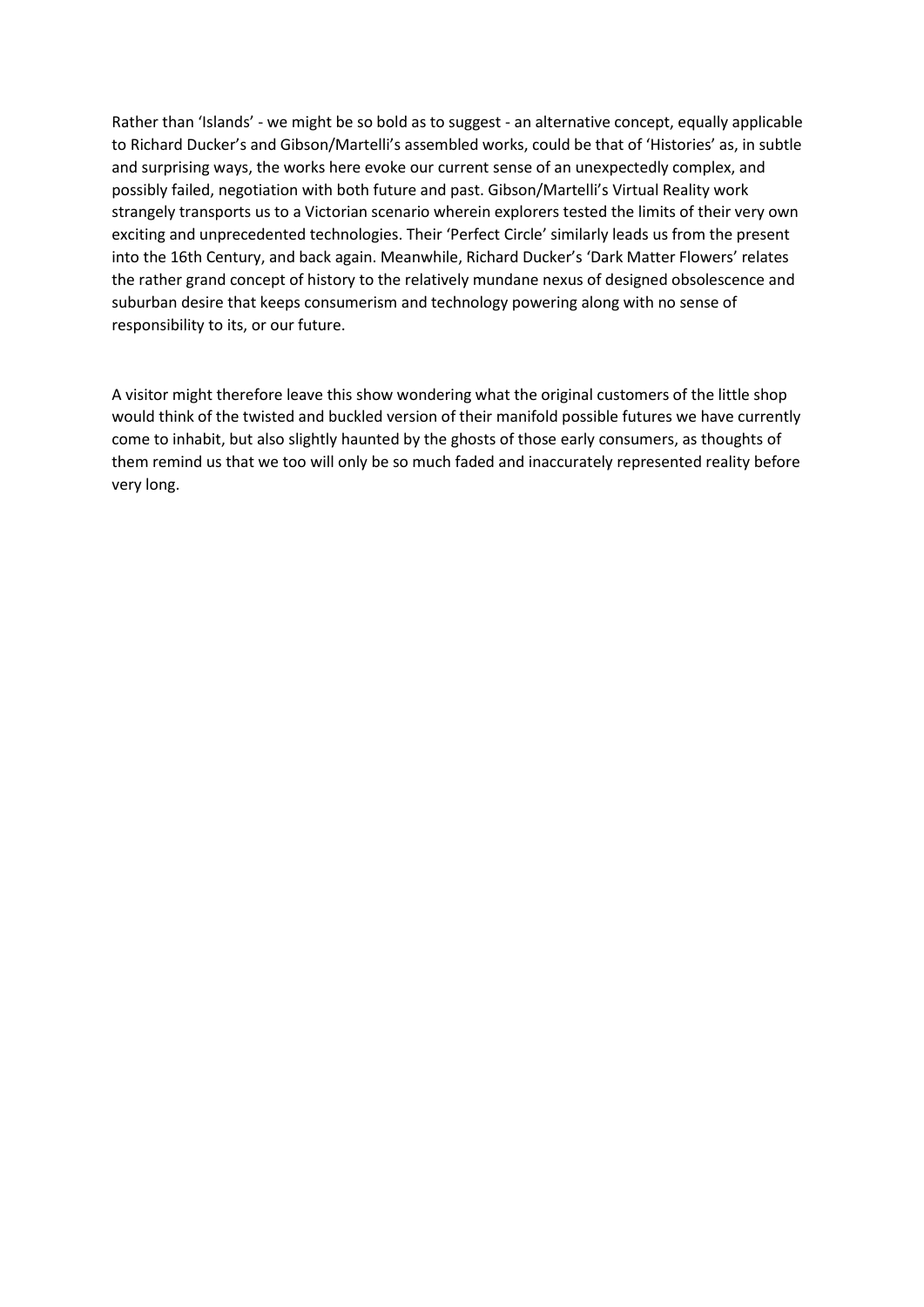Rather than 'Islands' - we might be so bold as to suggest - an alternative concept, equally applicable to Richard Ducker's and Gibson/Martelli's assembled works, could be that of 'Histories' as, in subtle and surprising ways, the works here evoke our current sense of an unexpectedly complex, and possibly failed, negotiation with both future and past. Gibson/Martelli's Virtual Reality work strangely transports us to a Victorian scenario wherein explorers tested the limits of their very own exciting and unprecedented technologies. Their 'Perfect Circle' similarly leads us from the present into the 16th Century, and back again. Meanwhile, Richard Ducker's 'Dark Matter Flowers' relates the rather grand concept of history to the relatively mundane nexus of designed obsolescence and suburban desire that keeps consumerism and technology powering along with no sense of responsibility to its, or our future.

A visitor might therefore leave this show wondering what the original customers of the little shop would think of the twisted and buckled version of their manifold possible futures we have currently come to inhabit, but also slightly haunted by the ghosts of those early consumers, as thoughts of them remind us that we too will only be so much faded and inaccurately represented reality before very long.